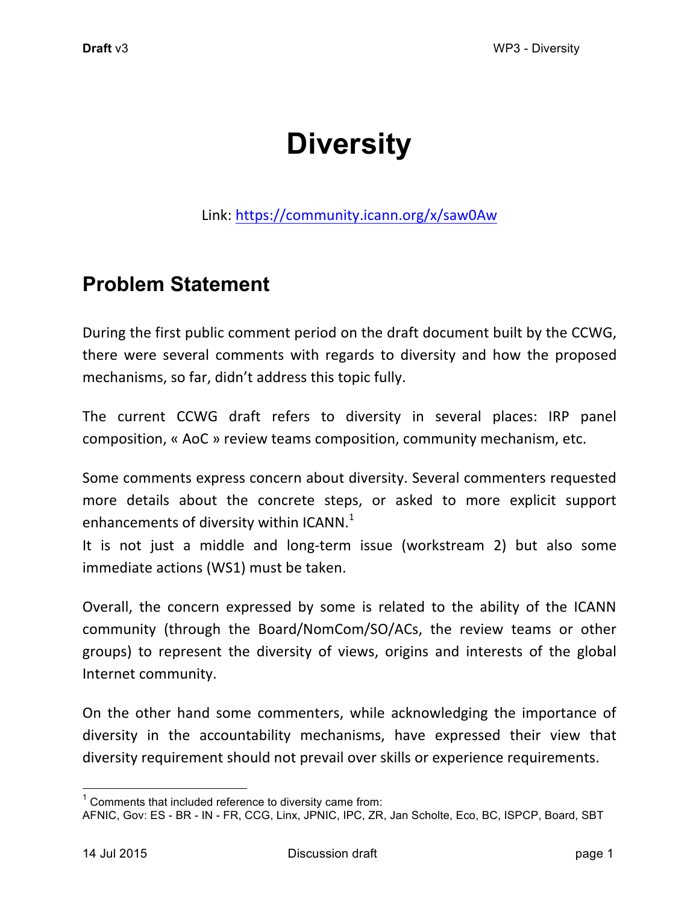# Diversity

Link: https://community.icann.org/x/saw0Aw

## Problem Statement

During the first public comment period on the draft document built by the CCWG, there were several comments with regards to diversity and how the proposed mechanisms, so far, didn't address this topic fully.

The current CCWG draft refers to diversity in several places: IRP panel composition, « AoC » review teams composition, community mechanism, etc.

Some comments express concern about diversity. Several commenters requested more details about the concrete steps, or asked to more explicit support enhancements of diversity within ICANN.[1]
It is not just a middle and long-term issue (workstream 2) but also some immediate actions (WS1) must be taken.

Overall, the concern expressed by some is related to the ability of the ICANN community (through the Board/NomCom/SO/ACs, the review teams or other groups) to represent the diversity of views, origins and interests of the global Internet community.

On the other hand some commenters, while acknowledging the importance of diversity in the accountability mechanisms, have expressed their view that diversity requirement should not prevail over skills or experience requirements.

---

[1] Comments that included reference to diversity came from:
AFNIC, Gov: ES - BR - IN - FR, CCG, Linx, JPNIC, IPC, ZR, Jan Scholte, Eco, BC, ISPCP, Board, SBT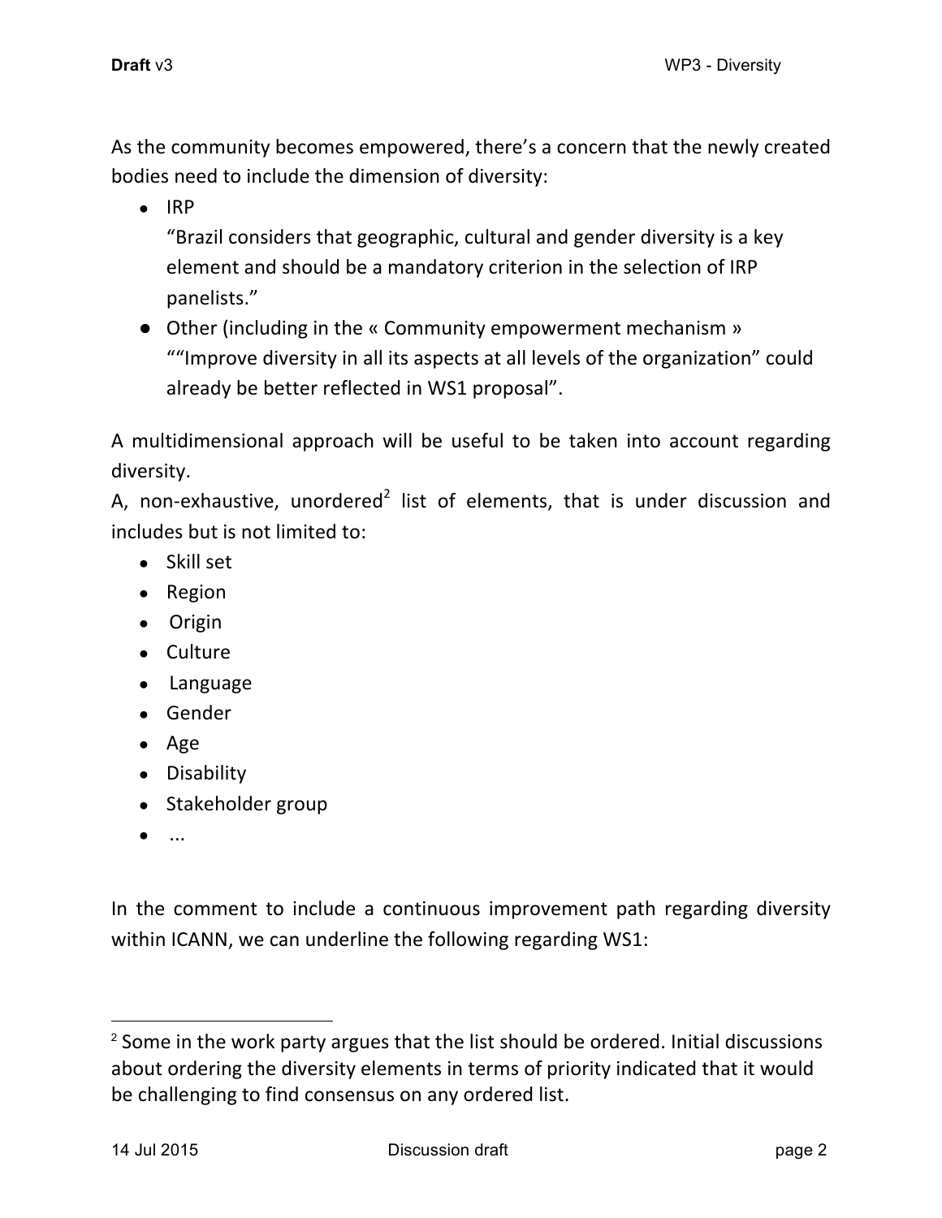As the community becomes empowered, there's a concern that the newly created bodies need to include the dimension of diversity:

- IRP
  "Brazil considers that geographic, cultural and gender diversity is a key element and should be a mandatory criterion in the selection of IRP panelists."
- Other (including in the « Community empowerment mechanism »
  ""Improve diversity in all its aspects at all levels of the organization" could already be better reflected in WS1 proposal".

A multidimensional approach will be useful to be taken into account regarding diversity.

A, non-exhaustive, unordered[2] list of elements, that is under discussion and includes but is not limited to:

- Skill set
- Region
- Origin
- Culture
- Language
- Gender
- Age
- Disability
- Stakeholder group
- ...

In the comment to include a continuous improvement path regarding diversity within ICANN, we can underline the following regarding WS1:

---

[2] Some in the work party argues that the list should be ordered. Initial discussions about ordering the diversity elements in terms of priority indicated that it would be challenging to find consensus on any ordered list.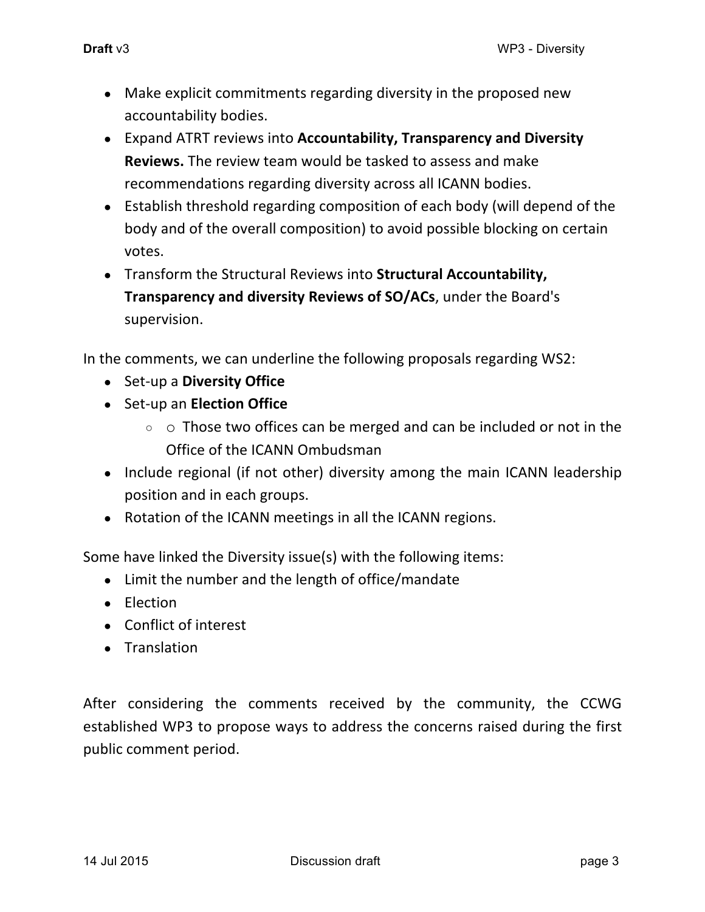- Make explicit commitments regarding diversity in the proposed new accountability bodies.
- Expand ATRT reviews into **Accountability, Transparency and Diversity Reviews.** The review team would be tasked to assess and make recommendations regarding diversity across all ICANN bodies.
- Establish threshold regarding composition of each body (will depend of the body and of the overall composition) to avoid possible blocking on certain votes.
- Transform the Structural Reviews into **Structural Accountability, Transparency and diversity Reviews of SO/ACs**, under the Board's supervision.

In the comments, we can underline the following proposals regarding WS2:

- Set-up a **Diversity Office**
- Set-up an **Election Office**
    - o Those two offices can be merged and can be included or not in the Office of the ICANN Ombudsman
- Include regional (if not other) diversity among the main ICANN leadership position and in each groups.
- Rotation of the ICANN meetings in all the ICANN regions.

Some have linked the Diversity issue(s) with the following items:

- Limit the number and the length of office/mandate
- Election
- Conflict of interest
- Translation

After considering the comments received by the community, the CCWG established WP3 to propose ways to address the concerns raised during the first public comment period.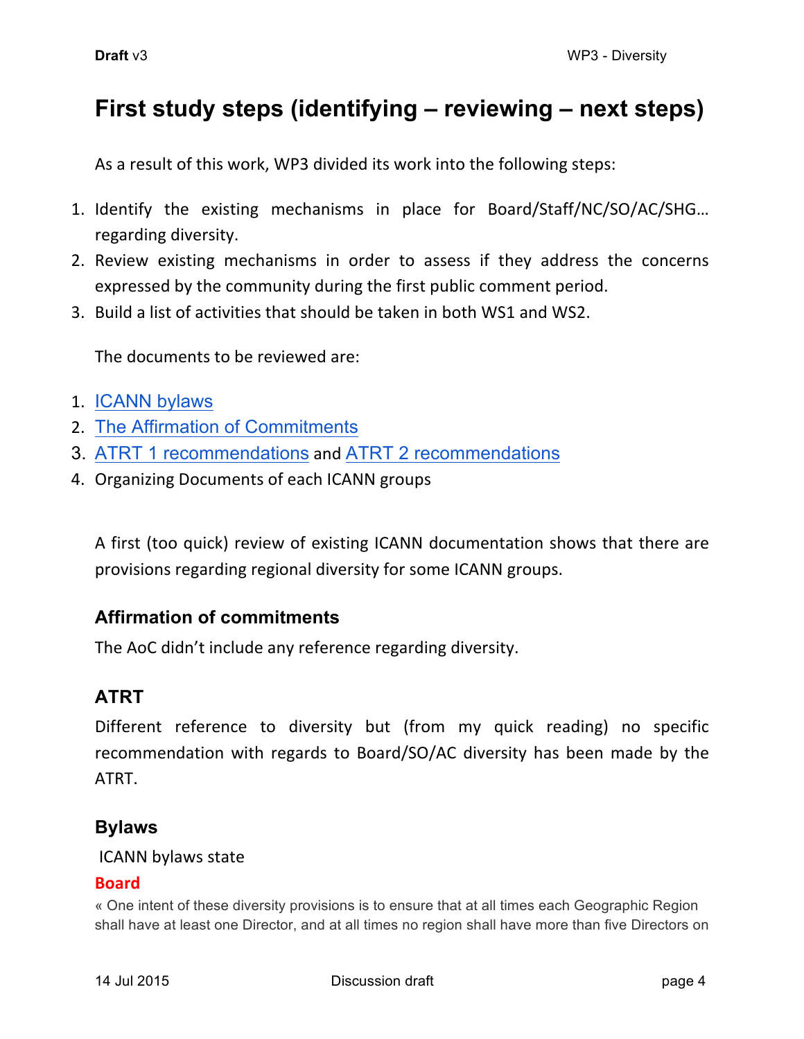# First study steps (identifying – reviewing – next steps)

As a result of this work, WP3 divided its work into the following steps:

1. Identify the existing mechanisms in place for Board/Staff/NC/SO/AC/SHG… regarding diversity.
2. Review existing mechanisms in order to assess if they address the concerns expressed by the community during the first public comment period.
3. Build a list of activities that should be taken in both WS1 and WS2.

The documents to be reviewed are:

1. ICANN bylaws
2. The Affirmation of Commitments
3. ATRT 1 recommendations and ATRT 2 recommendations
4. Organizing Documents of each ICANN groups

A first (too quick) review of existing ICANN documentation shows that there are provisions regarding regional diversity for some ICANN groups.

### Affirmation of commitments

The AoC didn't include any reference regarding diversity.

### ATRT

Different reference to diversity but (from my quick reading) no specific recommendation with regards to Board/SO/AC diversity has been made by the ATRT.

### Bylaws

ICANN bylaws state

**Board**

« One intent of these diversity provisions is to ensure that at all times each Geographic Region shall have at least one Director, and at all times no region shall have more than five Directors on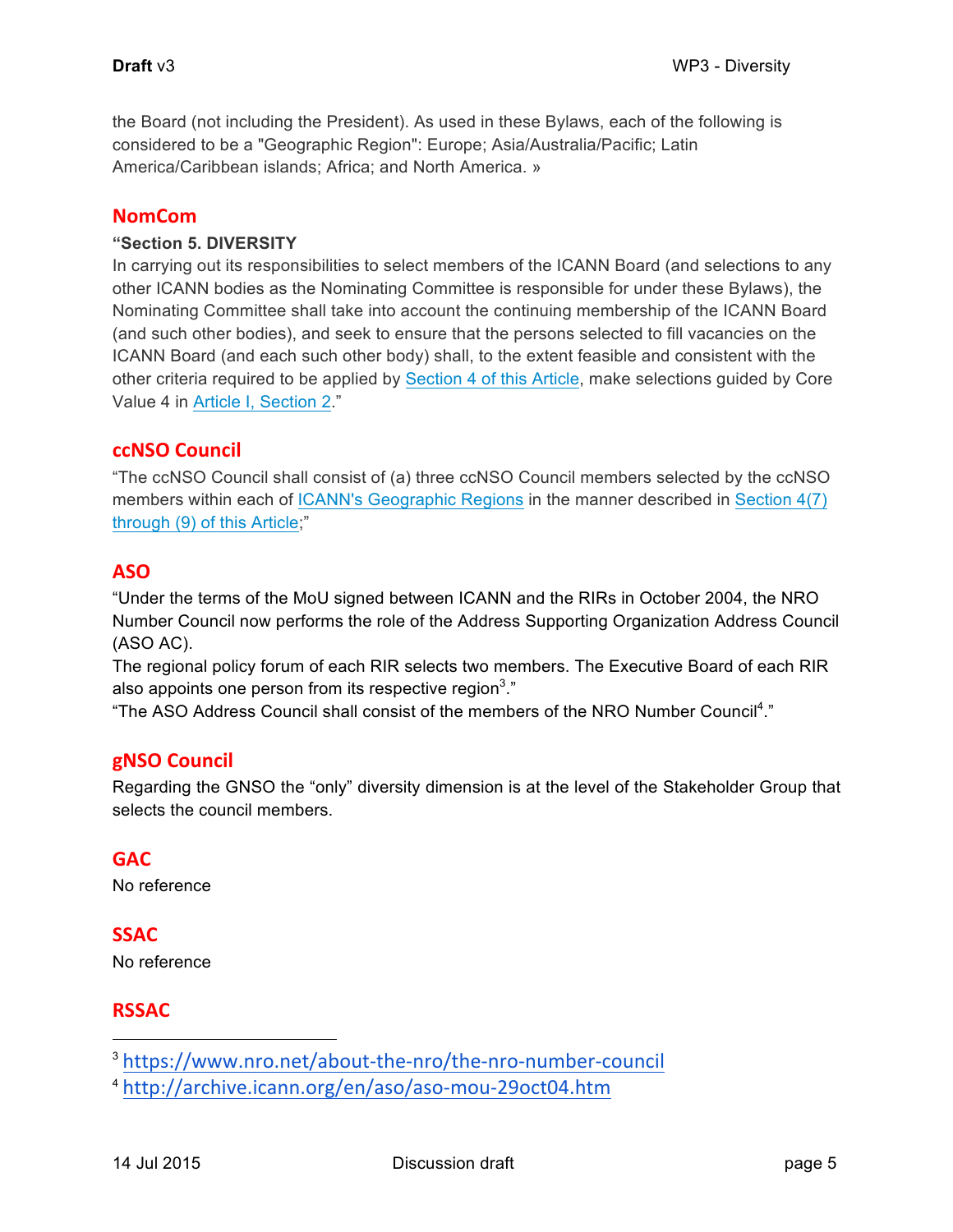the Board (not including the President). As used in these Bylaws, each of the following is considered to be a "Geographic Region": Europe; Asia/Australia/Pacific; Latin America/Caribbean islands; Africa; and North America. »

## NomCom

**"Section 5. DIVERSITY**

In carrying out its responsibilities to select members of the ICANN Board (and selections to any other ICANN bodies as the Nominating Committee is responsible for under these Bylaws), the Nominating Committee shall take into account the continuing membership of the ICANN Board (and such other bodies), and seek to ensure that the persons selected to fill vacancies on the ICANN Board (and each such other body) shall, to the extent feasible and consistent with the other criteria required to be applied by Section 4 of this Article, make selections guided by Core Value 4 in Article I, Section 2."

## ccNSO Council

"The ccNSO Council shall consist of (a) three ccNSO Council members selected by the ccNSO members within each of ICANN's Geographic Regions in the manner described in Section 4(7) through (9) of this Article;"

## ASO

"Under the terms of the MoU signed between ICANN and the RIRs in October 2004, the NRO Number Council now performs the role of the Address Supporting Organization Address Council (ASO AC).
The regional policy forum of each RIR selects two members. The Executive Board of each RIR also appoints one person from its respective region[3]."
"The ASO Address Council shall consist of the members of the NRO Number Council[4]."

## gNSO Council

Regarding the GNSO the "only" diversity dimension is at the level of the Stakeholder Group that selects the council members.

## GAC

No reference

## SSAC

No reference

## RSSAC

---

[3] https://www.nro.net/about-the-nro/the-nro-number-council

[4] http://archive.icann.org/en/aso/aso-mou-29oct04.htm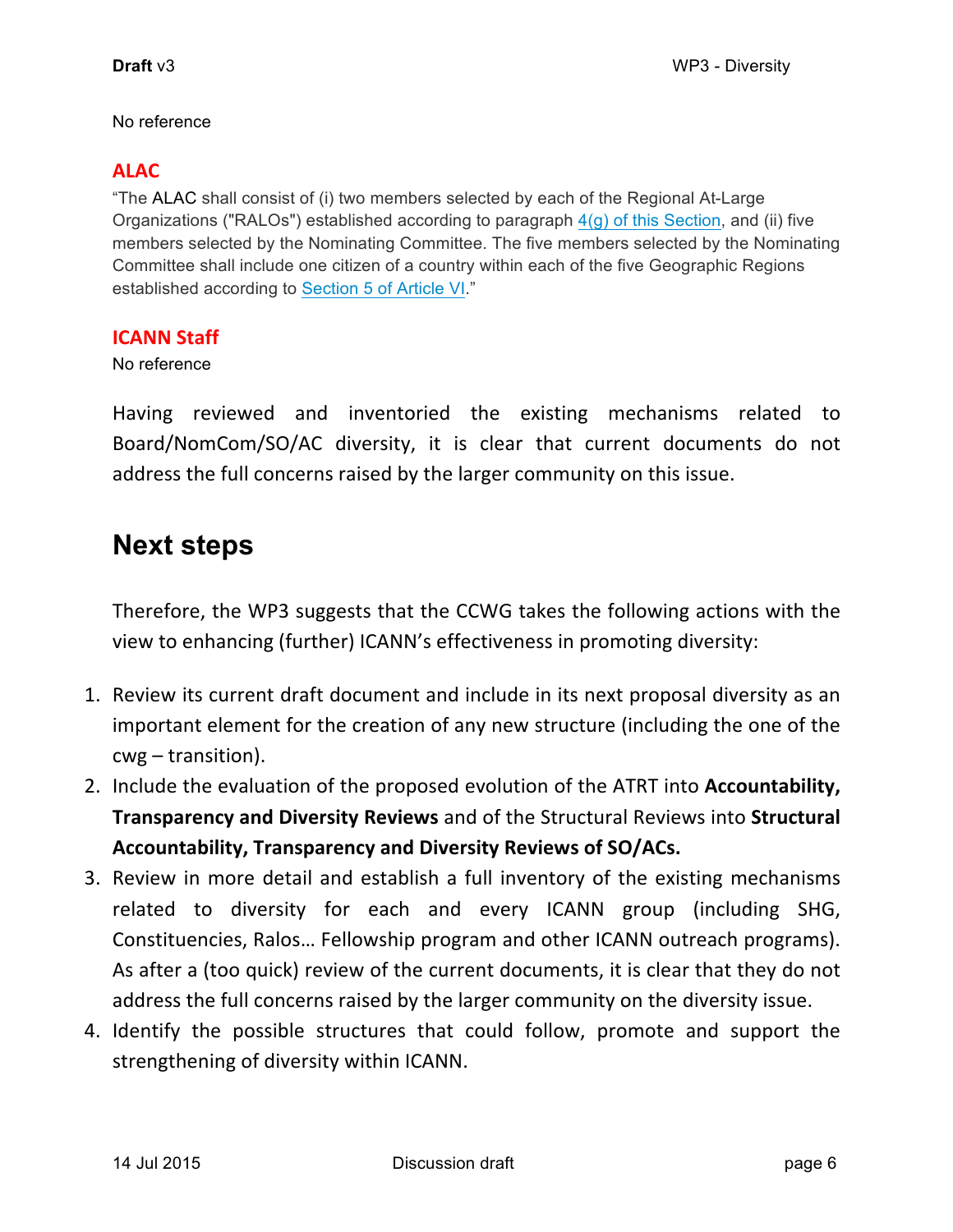No reference

### ALAC

"The ALAC shall consist of (i) two members selected by each of the Regional At-Large Organizations ("RALOs") established according to paragraph 4(g) of this Section, and (ii) five members selected by the Nominating Committee. The five members selected by the Nominating Committee shall include one citizen of a country within each of the five Geographic Regions established according to Section 5 of Article VI."

### ICANN Staff

No reference

Having reviewed and inventoried the existing mechanisms related to Board/NomCom/SO/AC diversity, it is clear that current documents do not address the full concerns raised by the larger community on this issue.

## Next steps

Therefore, the WP3 suggests that the CCWG takes the following actions with the view to enhancing (further) ICANN's effectiveness in promoting diversity:

1. Review its current draft document and include in its next proposal diversity as an important element for the creation of any new structure (including the one of the cwg – transition).
2. Include the evaluation of the proposed evolution of the ATRT into **Accountability, Transparency and Diversity Reviews** and of the Structural Reviews into **Structural Accountability, Transparency and Diversity Reviews of SO/ACs.**
3. Review in more detail and establish a full inventory of the existing mechanisms related to diversity for each and every ICANN group (including SHG, Constituencies, Ralos… Fellowship program and other ICANN outreach programs). As after a (too quick) review of the current documents, it is clear that they do not address the full concerns raised by the larger community on the diversity issue.
4. Identify the possible structures that could follow, promote and support the strengthening of diversity within ICANN.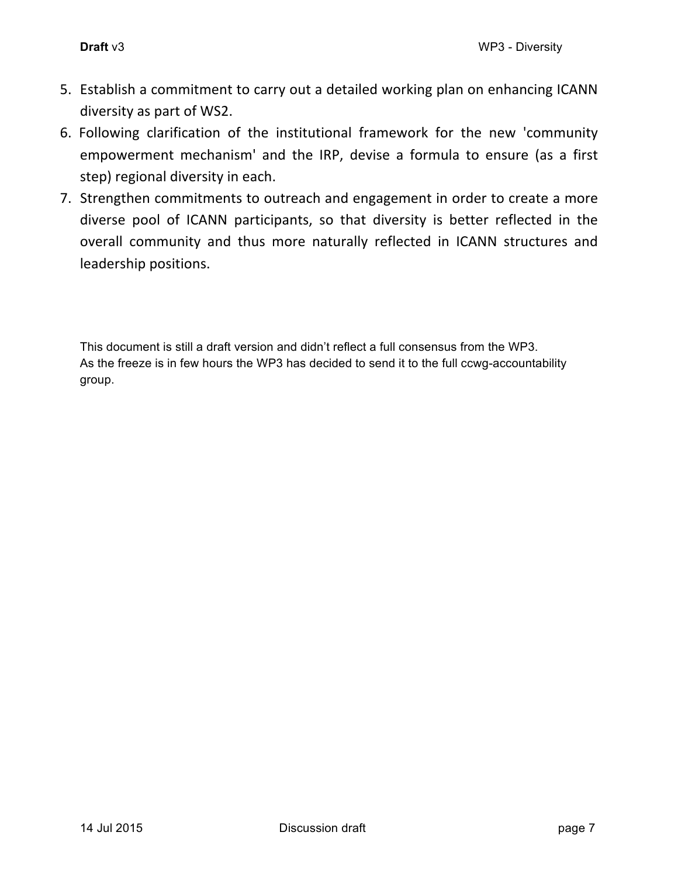5. Establish a commitment to carry out a detailed working plan on enhancing ICANN diversity as part of WS2.
6. Following clarification of the institutional framework for the new 'community empowerment mechanism' and the IRP, devise a formula to ensure (as a first step) regional diversity in each.
7. Strengthen commitments to outreach and engagement in order to create a more diverse pool of ICANN participants, so that diversity is better reflected in the overall community and thus more naturally reflected in ICANN structures and leadership positions.

This document is still a draft version and didn't reflect a full consensus from the WP3.
As the freeze is in few hours the WP3 has decided to send it to the full ccwg-accountability group.